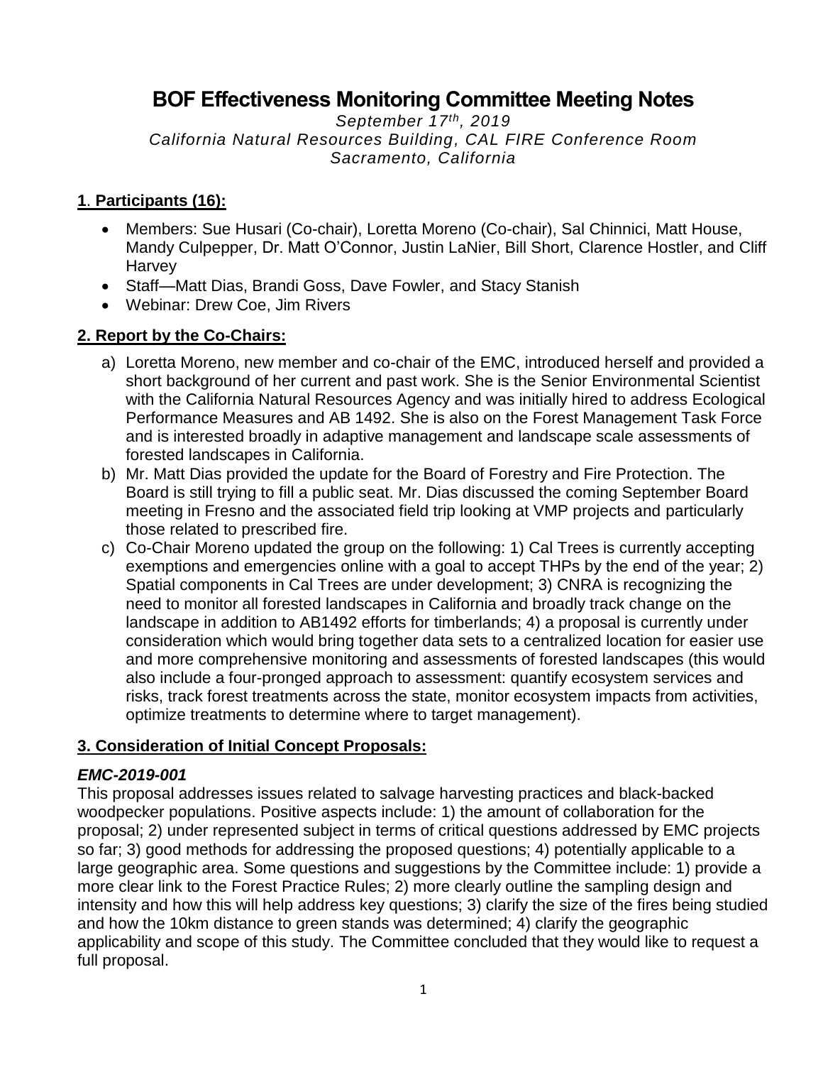# BOF Effectiveness Monitoring Committee Meeting Notes

*September 17th, 2019*
*California Natural Resources Building, CAL FIRE Conference Room*
*Sacramento, California*

## 1. Participants (16):

- Members: Sue Husari (Co-chair), Loretta Moreno (Co-chair), Sal Chinnici, Matt House, Mandy Culpepper, Dr. Matt O'Connor, Justin LaNier, Bill Short, Clarence Hostler, and Cliff Harvey
- Staff—Matt Dias, Brandi Goss, Dave Fowler, and Stacy Stanish
- Webinar: Drew Coe, Jim Rivers

## 2. Report by the Co-Chairs:

a) Loretta Moreno, new member and co-chair of the EMC, introduced herself and provided a short background of her current and past work. She is the Senior Environmental Scientist with the California Natural Resources Agency and was initially hired to address Ecological Performance Measures and AB 1492. She is also on the Forest Management Task Force and is interested broadly in adaptive management and landscape scale assessments of forested landscapes in California.

b) Mr. Matt Dias provided the update for the Board of Forestry and Fire Protection. The Board is still trying to fill a public seat. Mr. Dias discussed the coming September Board meeting in Fresno and the associated field trip looking at VMP projects and particularly those related to prescribed fire.

c) Co-Chair Moreno updated the group on the following: 1) Cal Trees is currently accepting exemptions and emergencies online with a goal to accept THPs by the end of the year; 2) Spatial components in Cal Trees are under development; 3) CNRA is recognizing the need to monitor all forested landscapes in California and broadly track change on the landscape in addition to AB1492 efforts for timberlands; 4) a proposal is currently under consideration which would bring together data sets to a centralized location for easier use and more comprehensive monitoring and assessments of forested landscapes (this would also include a four-pronged approach to assessment: quantify ecosystem services and risks, track forest treatments across the state, monitor ecosystem impacts from activities, optimize treatments to determine where to target management).

## 3. Consideration of Initial Concept Proposals:

### *EMC-2019-001*

This proposal addresses issues related to salvage harvesting practices and black-backed woodpecker populations. Positive aspects include: 1) the amount of collaboration for the proposal; 2) under represented subject in terms of critical questions addressed by EMC projects so far; 3) good methods for addressing the proposed questions; 4) potentially applicable to a large geographic area. Some questions and suggestions by the Committee include: 1) provide a more clear link to the Forest Practice Rules; 2) more clearly outline the sampling design and intensity and how this will help address key questions; 3) clarify the size of the fires being studied and how the 10km distance to green stands was determined; 4) clarify the geographic applicability and scope of this study. The Committee concluded that they would like to request a full proposal.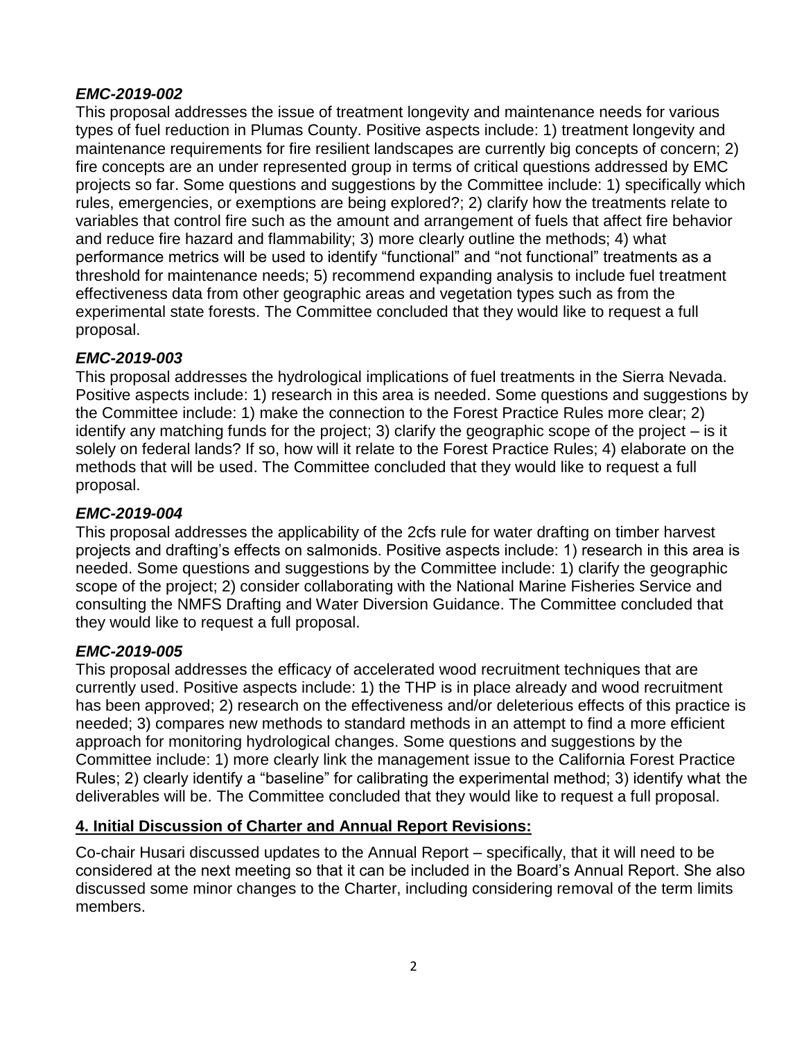### *EMC-2019-002*

This proposal addresses the issue of treatment longevity and maintenance needs for various types of fuel reduction in Plumas County. Positive aspects include: 1) treatment longevity and maintenance requirements for fire resilient landscapes are currently big concepts of concern; 2) fire concepts are an under represented group in terms of critical questions addressed by EMC projects so far. Some questions and suggestions by the Committee include: 1) specifically which rules, emergencies, or exemptions are being explored?; 2) clarify how the treatments relate to variables that control fire such as the amount and arrangement of fuels that affect fire behavior and reduce fire hazard and flammability; 3) more clearly outline the methods; 4) what performance metrics will be used to identify "functional" and "not functional" treatments as a threshold for maintenance needs; 5) recommend expanding analysis to include fuel treatment effectiveness data from other geographic areas and vegetation types such as from the experimental state forests. The Committee concluded that they would like to request a full proposal.

### *EMC-2019-003*

This proposal addresses the hydrological implications of fuel treatments in the Sierra Nevada. Positive aspects include: 1) research in this area is needed. Some questions and suggestions by the Committee include: 1) make the connection to the Forest Practice Rules more clear; 2) identify any matching funds for the project; 3) clarify the geographic scope of the project – is it solely on federal lands? If so, how will it relate to the Forest Practice Rules; 4) elaborate on the methods that will be used. The Committee concluded that they would like to request a full proposal.

### *EMC-2019-004*

This proposal addresses the applicability of the 2cfs rule for water drafting on timber harvest projects and drafting's effects on salmonids. Positive aspects include: 1) research in this area is needed. Some questions and suggestions by the Committee include: 1) clarify the geographic scope of the project; 2) consider collaborating with the National Marine Fisheries Service and consulting the NMFS Drafting and Water Diversion Guidance. The Committee concluded that they would like to request a full proposal.

### *EMC-2019-005*

This proposal addresses the efficacy of accelerated wood recruitment techniques that are currently used. Positive aspects include: 1) the THP is in place already and wood recruitment has been approved; 2) research on the effectiveness and/or deleterious effects of this practice is needed; 3) compares new methods to standard methods in an attempt to find a more efficient approach for monitoring hydrological changes. Some questions and suggestions by the Committee include: 1) more clearly link the management issue to the California Forest Practice Rules; 2) clearly identify a "baseline" for calibrating the experimental method; 3) identify what the deliverables will be. The Committee concluded that they would like to request a full proposal.

## **4. Initial Discussion of Charter and Annual Report Revisions:**

Co-chair Husari discussed updates to the Annual Report – specifically, that it will need to be considered at the next meeting so that it can be included in the Board's Annual Report. She also discussed some minor changes to the Charter, including considering removal of the term limits members.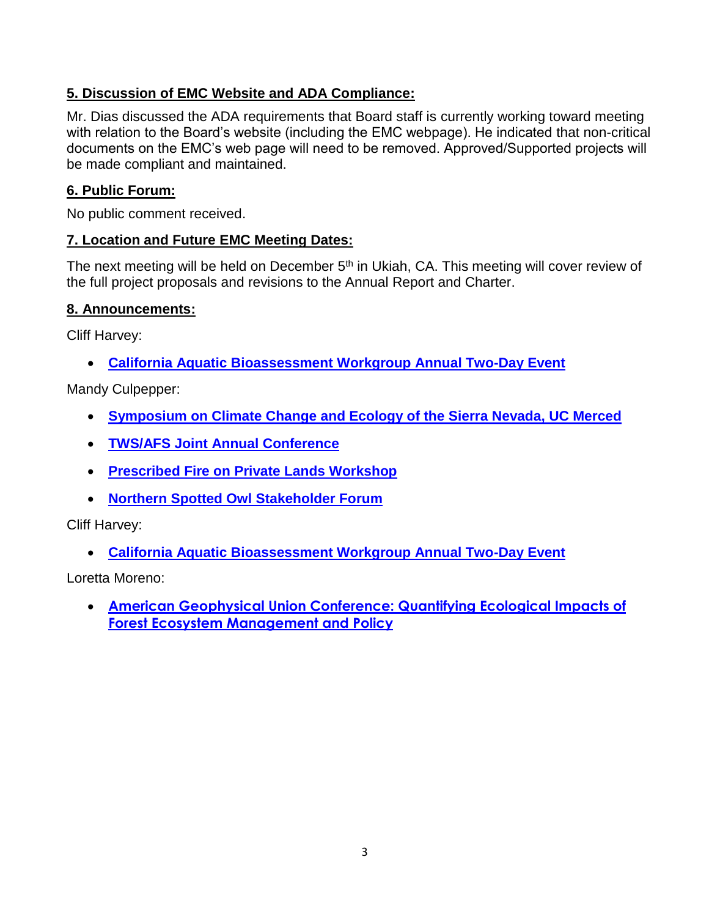## 5. Discussion of EMC Website and ADA Compliance:

Mr. Dias discussed the ADA requirements that Board staff is currently working toward meeting with relation to the Board's website (including the EMC webpage). He indicated that non-critical documents on the EMC's web page will need to be removed. Approved/Supported projects will be made compliant and maintained.

## 6. Public Forum:

No public comment received.

## 7. Location and Future EMC Meeting Dates:

The next meeting will be held on December 5th in Ukiah, CA. This meeting will cover review of the full project proposals and revisions to the Annual Report and Charter.

## 8. Announcements:

Cliff Harvey:

- **California Aquatic Bioassessment Workgroup Annual Two-Day Event**

Mandy Culpepper:

- **Symposium on Climate Change and Ecology of the Sierra Nevada, UC Merced**
- **TWS/AFS Joint Annual Conference**
- **Prescribed Fire on Private Lands Workshop**
- **Northern Spotted Owl Stakeholder Forum**

Cliff Harvey:

- **California Aquatic Bioassessment Workgroup Annual Two-Day Event**

Loretta Moreno:

- **American Geophysical Union Conference: Quantifying Ecological Impacts of Forest Ecosystem Management and Policy**